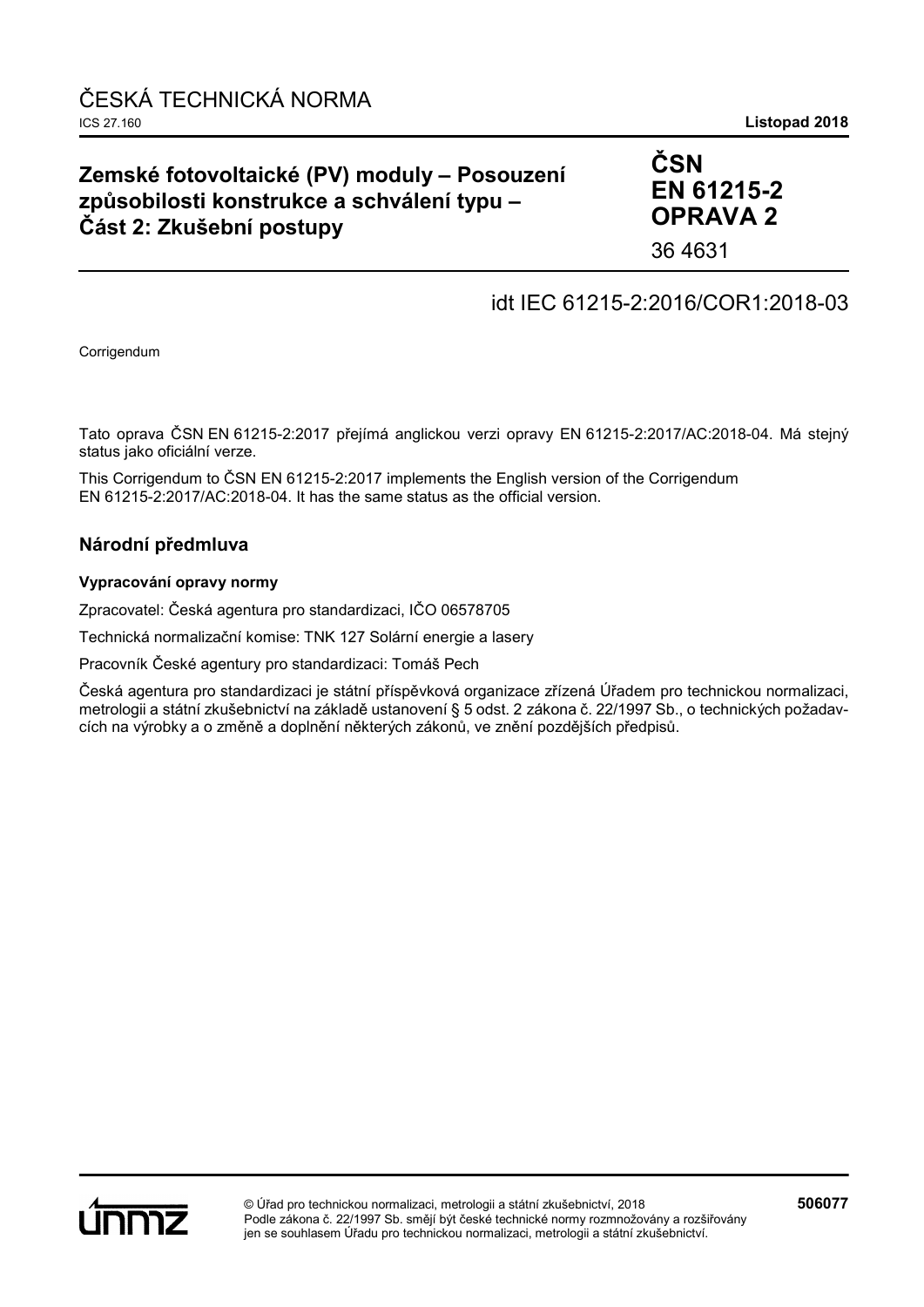# ČESKÁ TECHNICKÁ NORMA

ICS 27.160 **Listopad 2018**

## Zemské fotovoltaické (PV) moduly – Posouzení způsobilosti konstrukce a schválení typu – Část 2: Zkušební postupy

**ČSN EN 61215-2 OPRAVA 2**

36 4631

idt IEC 61215-2:2016/COR1:2018-03

Corrigendum

Tato oprava ČSN EN 61215-2:2017 přejímá anglickou verzi opravy EN 61215-2:2017/AC:2018-04. Má stejný status jako oficiální verze.

This Corrigendum to ČSN EN 61215-2:2017 implements the English version of the Corrigendum EN 61215-2:2017/AC:2018-04. It has the same status as the official version.

### Národní předmluva

#### Vypracování opravy normy

Zpracovatel: Česká agentura pro standardizaci, IČO 06578705

Technická normalizační komise: TNK 127 Solární energie a lasery

Pracovník České agentury pro standardizaci: Tomáš Pech

Česká agentura pro standardizaci je státní příspěvková organizace zřízená Úřadem pro technickou normalizaci, metrologii a státní zkušebnictví na základě ustanovení § 5 odst. 2 zákona č. 22/1997 Sb., o technických požadavcích na výrobky a o změně a doplnění některých zákonů, ve znění pozdějších předpisů.

© Úřad pro technickou normalizaci, metrologii a státní zkušebnictví, 2018
Podle zákona č. 22/1997 Sb. smějí být české technické normy rozmnožovány a rozšiřovány jen se souhlasem Úřadu pro technickou normalizaci, metrologii a státní zkušebnictví.

**506077**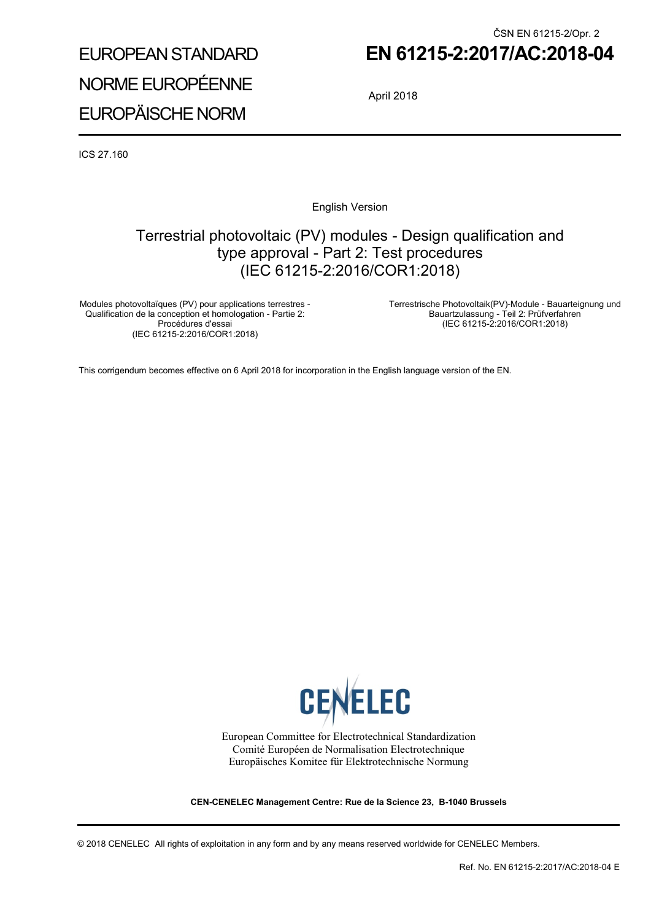ČSN EN 61215-2/Opr. 2

# EUROPEAN STANDARD
# NORME EUROPÉENNE
# EUROPÄISCHE NORM

# EN 61215-2:2017/AC:2018-04

April 2018

ICS 27.160

English Version

## Terrestrial photovoltaic (PV) modules - Design qualification and type approval - Part 2: Test procedures (IEC 61215-2:2016/COR1:2018)

Modules photovoltaïques (PV) pour applications terrestres - Qualification de la conception et homologation - Partie 2: Procédures d'essai
(IEC 61215-2:2016/COR1:2018)

Terrestrische Photovoltaik(PV)-Module - Bauarteignung und Bauartzulassung - Teil 2: Prüfverfahren
(IEC 61215-2:2016/COR1:2018)

This corrigendum becomes effective on 6 April 2018 for incorporation in the English language version of the EN.

CENELEC

European Committee for Electrotechnical Standardization
Comité Européen de Normalisation Electrotechnique
Europäisches Komitee für Elektrotechnische Normung

**CEN-CENELEC Management Centre: Rue de la Science 23, B-1040 Brussels**

© 2018 CENELEC All rights of exploitation in any form and by any means reserved worldwide for CENELEC Members.

Ref. No. EN 61215-2:2017/AC:2018-04 E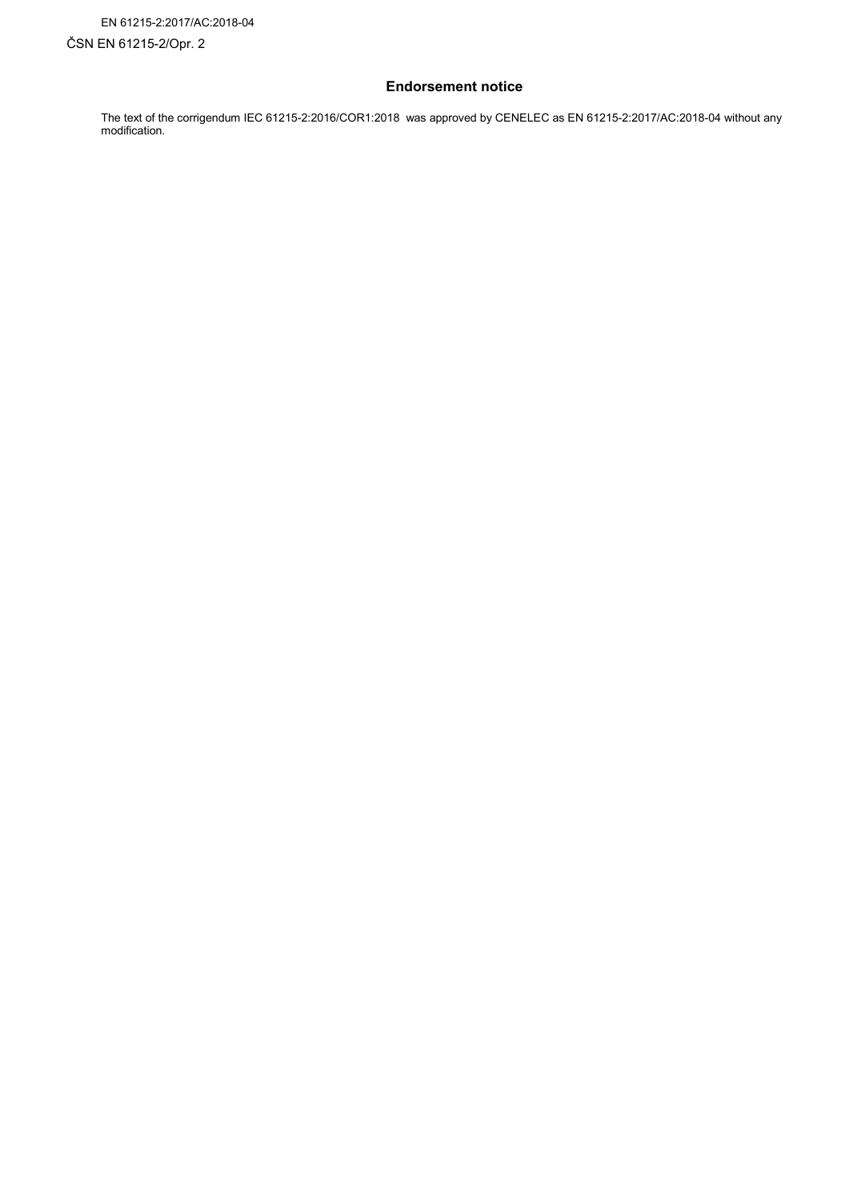EN 61215-2:2017/AC:2018-04

ČSN EN 61215-2/Opr. 2

## Endorsement notice

The text of the corrigendum IEC 61215-2:2016/COR1:2018 was approved by CENELEC as EN 61215-2:2017/AC:2018-04 without any modification.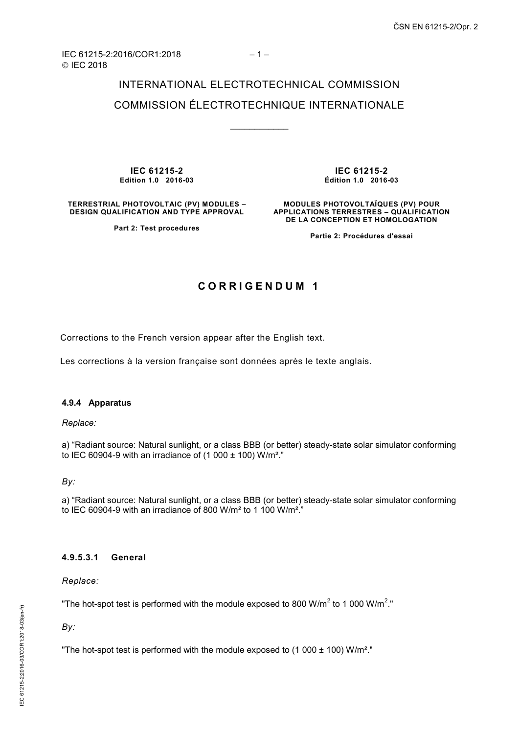INTERNATIONAL ELECTROTECHNICAL COMMISSION

COMMISSION ÉLECTROTECHNIQUE INTERNATIONALE

___________

| IEC 61215-2<br>Edition 1.0 2016-03 | IEC 61215-2<br>Édition 1.0 2016-03 |
|---|---|
| TERRESTRIAL PHOTOVOLTAIC (PV) MODULES – DESIGN QUALIFICATION AND TYPE APPROVAL<br><br>Part 2: Test procedures | MODULES PHOTOVOLTAÏQUES (PV) POUR APPLICATIONS TERRESTRES – QUALIFICATION DE LA CONCEPTION ET HOMOLOGATION<br><br>Partie 2: Procédures d'essai |

# CORRIGENDUM 1

Corrections to the French version appear after the English text.

Les corrections à la version française sont données après le texte anglais.

### 4.9.4 Apparatus

*Replace:*

a) "Radiant source: Natural sunlight, or a class BBB (or better) steady-state solar simulator conforming to IEC 60904-9 with an irradiance of (1 000 ± 100) W/m²."

*By:*

a) "Radiant source: Natural sunlight, or a class BBB (or better) steady-state solar simulator conforming to IEC 60904-9 with an irradiance of 800 W/m² to 1 100 W/m²."

### 4.9.5.3.1 General

*Replace:*

"The hot-spot test is performed with the module exposed to 800 W/m$^2$ to 1 000 W/m$^2$."

*By:*

"The hot-spot test is performed with the module exposed to (1 000 ± 100) W/m²."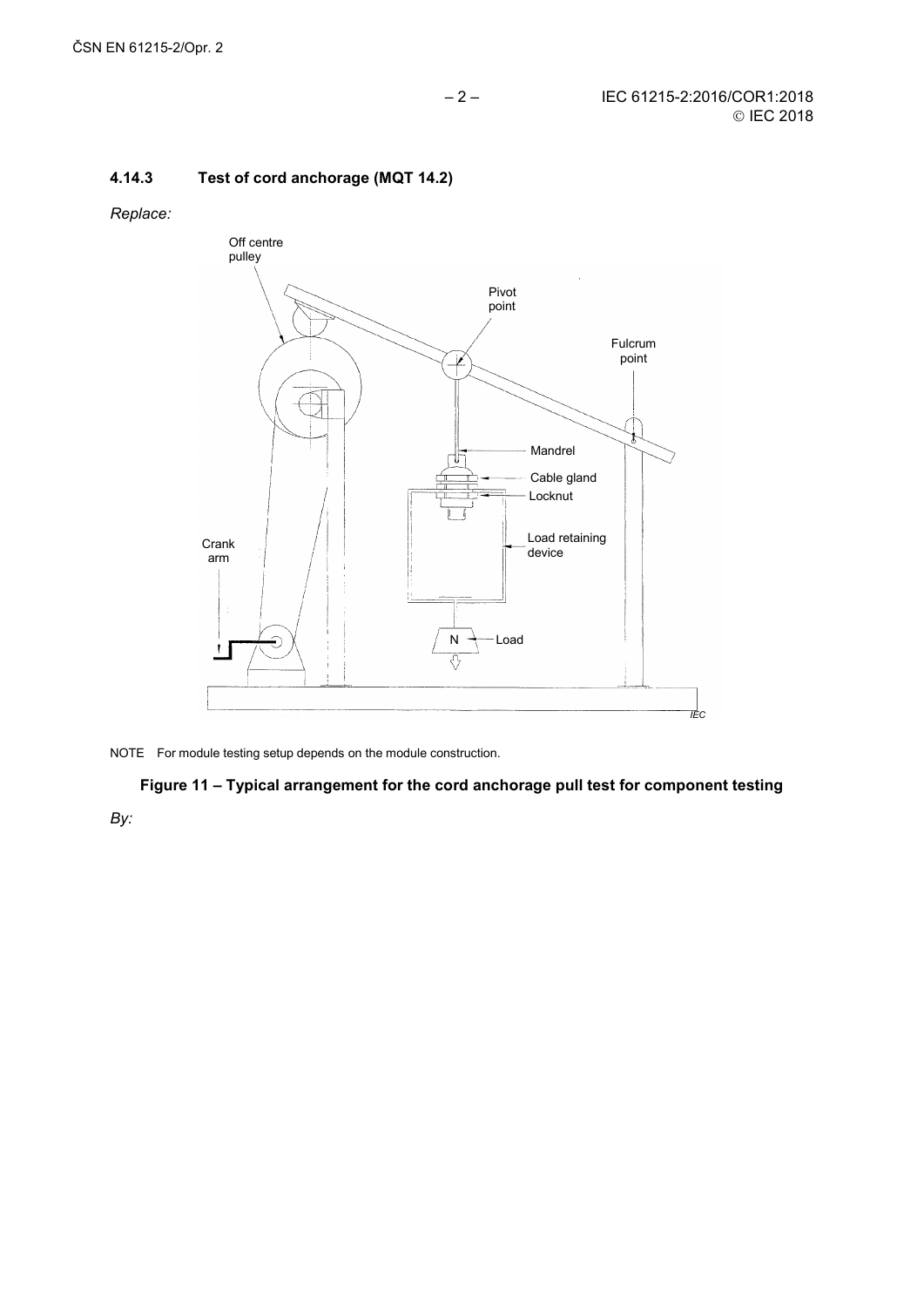### 4.14.3 Test of cord anchorage (MQT 14.2)

*Replace:*

NOTE For module testing setup depends on the module construction.

**Figure 11 – Typical arrangement for the cord anchorage pull test for component testing**

*By:*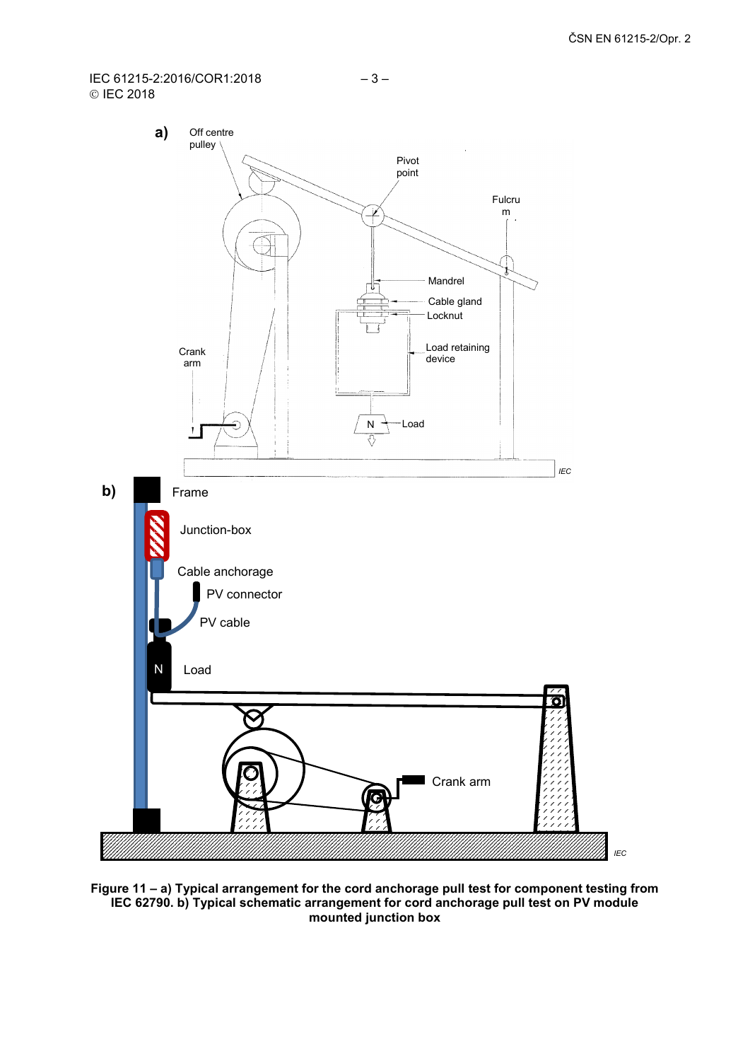**Figure 11 – a) Typical arrangement for the cord anchorage pull test for component testing from IEC 62790. b) Typical schematic arrangement for cord anchorage pull test on PV module mounted junction box**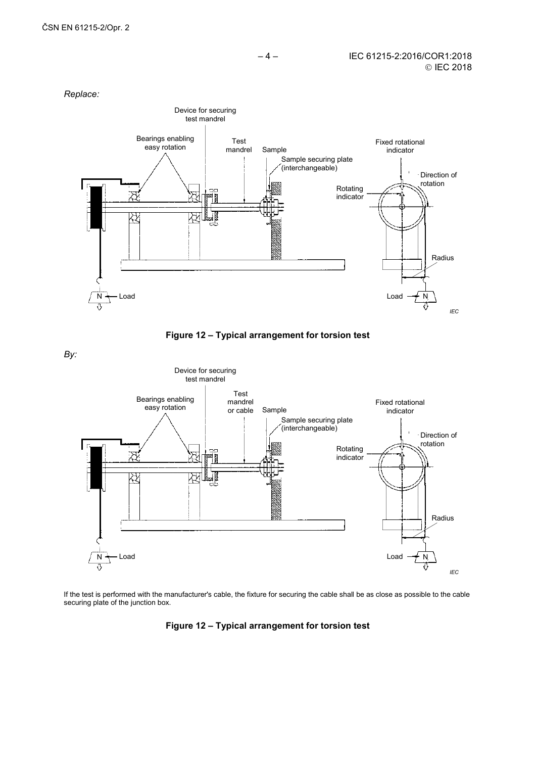*Replace:*

**Figure 12 – Typical arrangement for torsion test**

*By:*

If the test is performed with the manufacturer's cable, the fixture for securing the cable shall be as close as possible to the cable securing plate of the junction box.

**Figure 12 – Typical arrangement for torsion test**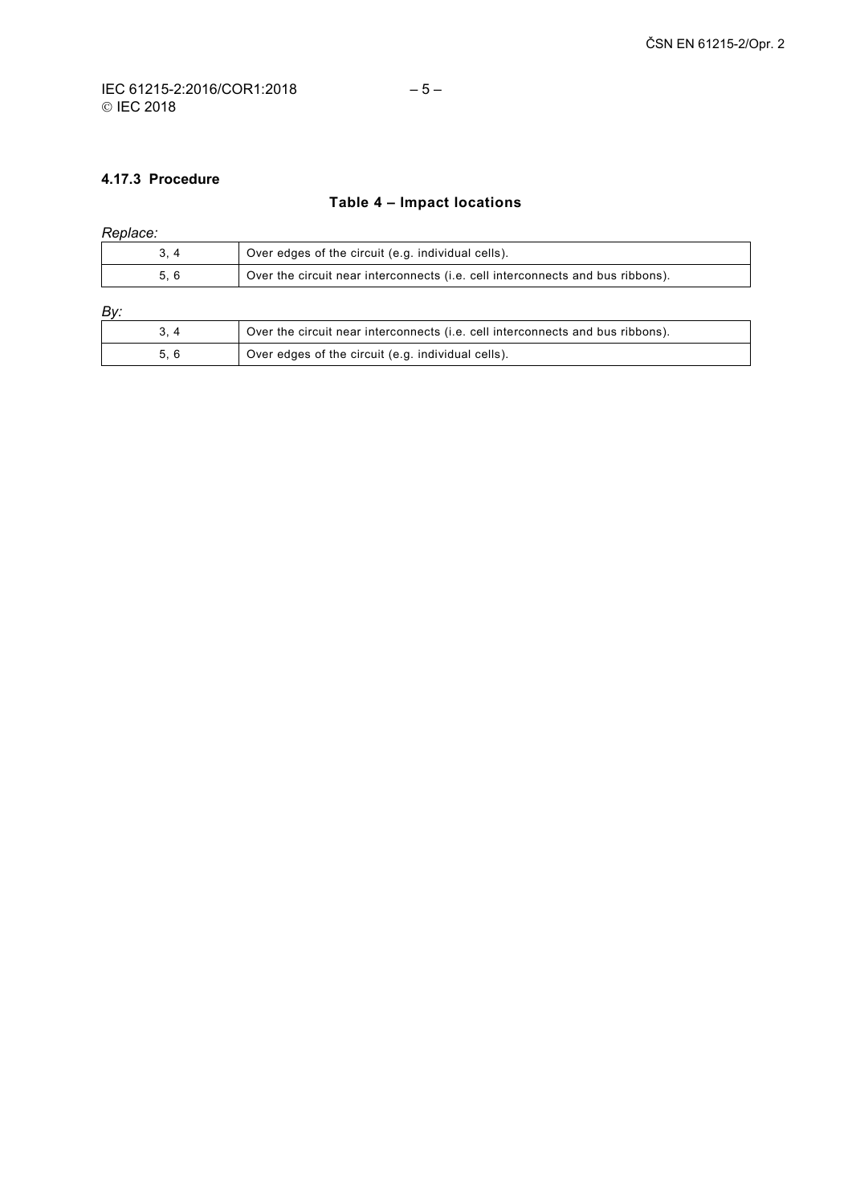#### 4.17.3 Procedure

**Table 4 – Impact locations**

*Replace:*

| | |
|---|---|
| 3, 4 | Over edges of the circuit (e.g. individual cells). |
| 5, 6 | Over the circuit near interconnects (i.e. cell interconnects and bus ribbons). |

*By:*

| | |
|---|---|
| 3, 4 | Over the circuit near interconnects (i.e. cell interconnects and bus ribbons). |
| 5, 6 | Over edges of the circuit (e.g. individual cells). |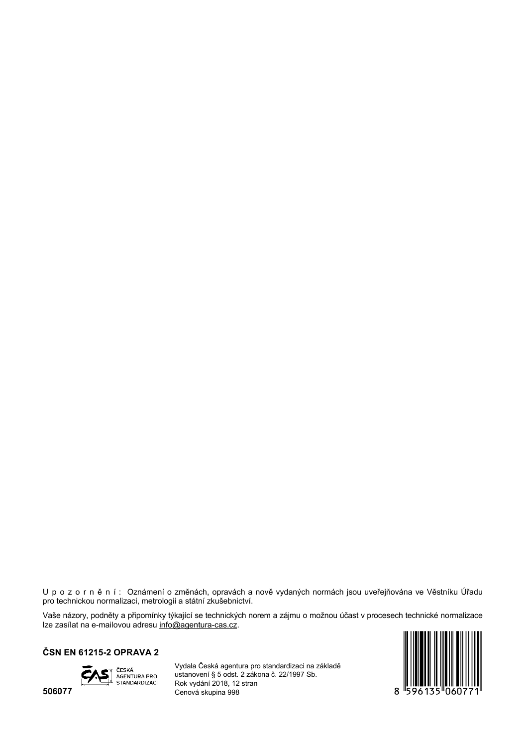U p o z o r n ě n í : Oznámení o změnách, opravách a nově vydaných normách jsou uveřejňována ve Věstníku Úřadu pro technickou normalizaci, metrologii a státní zkušebnictví.

Vaše názory, podněty a připomínky týkající se technických norem a zájmu o možnou účast v procesech technické normalizace lze zasílat na e-mailovou adresu info@agentura-cas.cz.

**ČSN EN 61215-2 OPRAVA 2**

ČESKÁ AGENTURA PRO STANDARDIZACI

**506077**

Vydala Česká agentura pro standardizaci na základě ustanovení § 5 odst. 2 zákona č. 22/1997 Sb.
Rok vydání 2018, 12 stran
Cenová skupina 998

8 596135 060771